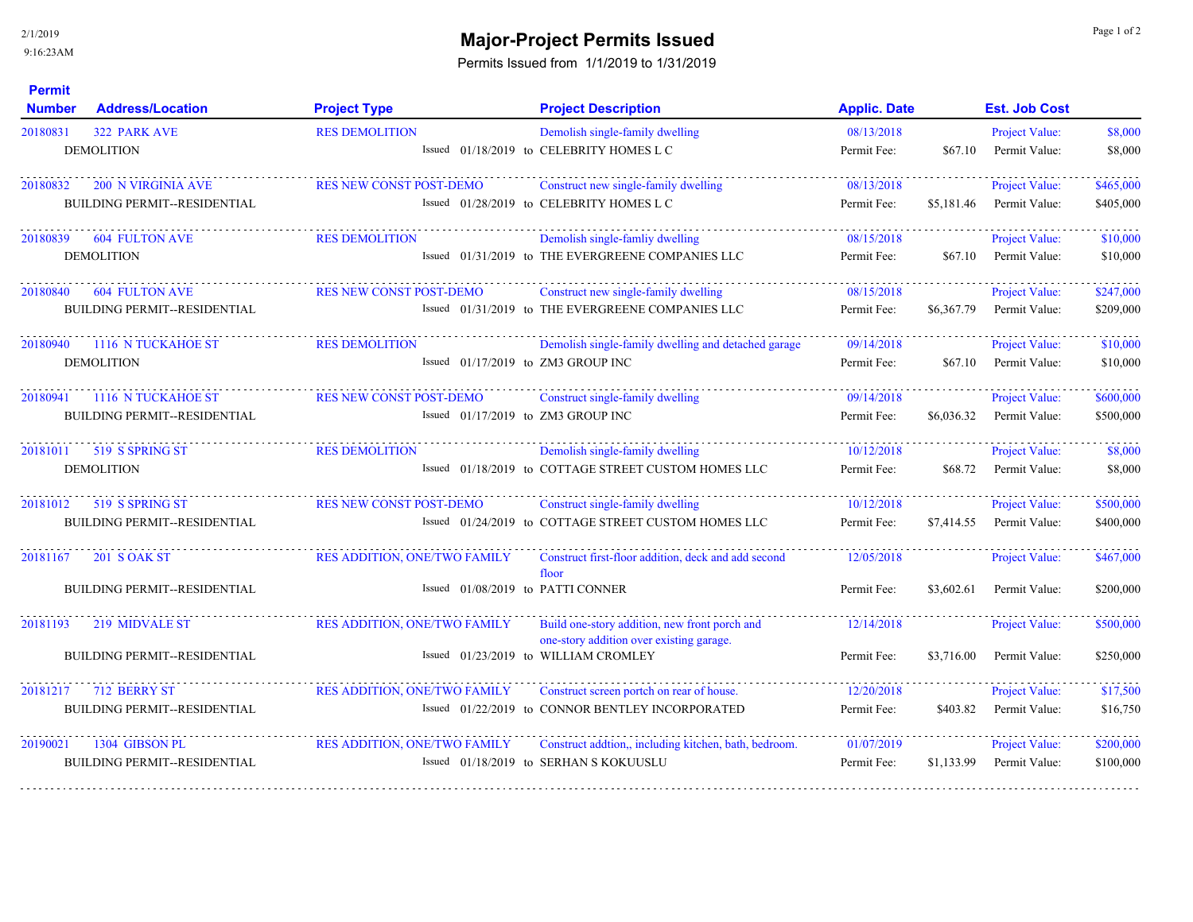# Major-Project Permits Issued

Permits Issued from 1/1/2019 to 1/31/2019

2/1/2019
9:16:23AM

| Permit Number | Address/Location | Project Type | Project Description | Applic. Date | | Est. Job Cost | |
|---|---|---|---|---|---|---|---|
| 20180831 | 322 PARK AVE | RES DEMOLITION | Demolish single-family dwelling | 08/13/2018 | | Project Value: | $8,000 |
| | DEMOLITION | Issued 01/18/2019 to | CELEBRITY HOMES L C | Permit Fee: | $67.10 | Permit Value: | $8,000 |
| 20180832 | 200 N VIRGINIA AVE | RES NEW CONST POST-DEMO | Construct new single-family dwelling | 08/13/2018 | | Project Value: | $465,000 |
| | BUILDING PERMIT--RESIDENTIAL | Issued 01/28/2019 to | CELEBRITY HOMES L C | Permit Fee: | $5,181.46 | Permit Value: | $405,000 |
| 20180839 | 604 FULTON AVE | RES DEMOLITION | Demolish single-famliy dwelling | 08/15/2018 | | Project Value: | $10,000 |
| | DEMOLITION | Issued 01/31/2019 to | THE EVERGREENE COMPANIES LLC | Permit Fee: | $67.10 | Permit Value: | $10,000 |
| 20180840 | 604 FULTON AVE | RES NEW CONST POST-DEMO | Construct new single-family dwelling | 08/15/2018 | | Project Value: | $247,000 |
| | BUILDING PERMIT--RESIDENTIAL | Issued 01/31/2019 to | THE EVERGREENE COMPANIES LLC | Permit Fee: | $6,367.79 | Permit Value: | $209,000 |
| 20180940 | 1116 N TUCKAHOE ST | RES DEMOLITION | Demolish single-family dwelling and detached garage | 09/14/2018 | | Project Value: | $10,000 |
| | DEMOLITION | Issued 01/17/2019 to | ZM3 GROUP INC | Permit Fee: | $67.10 | Permit Value: | $10,000 |
| 20180941 | 1116 N TUCKAHOE ST | RES NEW CONST POST-DEMO | Construct single-family dwelling | 09/14/2018 | | Project Value: | $600,000 |
| | BUILDING PERMIT--RESIDENTIAL | Issued 01/17/2019 to | ZM3 GROUP INC | Permit Fee: | $6,036.32 | Permit Value: | $500,000 |
| 20181011 | 519 S SPRING ST | RES DEMOLITION | Demolish single-family dwelling | 10/12/2018 | | Project Value: | $8,000 |
| | DEMOLITION | Issued 01/18/2019 to | COTTAGE STREET CUSTOM HOMES LLC | Permit Fee: | $68.72 | Permit Value: | $8,000 |
| 20181012 | 519 S SPRING ST | RES NEW CONST POST-DEMO | Construct single-family dwelling | 10/12/2018 | | Project Value: | $500,000 |
| | BUILDING PERMIT--RESIDENTIAL | Issued 01/24/2019 to | COTTAGE STREET CUSTOM HOMES LLC | Permit Fee: | $7,414.55 | Permit Value: | $400,000 |
| 20181167 | 201 S OAK ST | RES ADDITION, ONE/TWO FAMILY | Construct first-floor addition, deck and add second floor | 12/05/2018 | | Project Value: | $467,000 |
| | BUILDING PERMIT--RESIDENTIAL | Issued 01/08/2019 to | PATTI CONNER | Permit Fee: | $3,602.61 | Permit Value: | $200,000 |
| 20181193 | 219 MIDVALE ST | RES ADDITION, ONE/TWO FAMILY | Build one-story addition, new front porch and one-story addition over existing garage. | 12/14/2018 | | Project Value: | $500,000 |
| | BUILDING PERMIT--RESIDENTIAL | Issued 01/23/2019 to | WILLIAM CROMLEY | Permit Fee: | $3,716.00 | Permit Value: | $250,000 |
| 20181217 | 712 BERRY ST | RES ADDITION, ONE/TWO FAMILY | Construct screen portch on rear of house. | 12/20/2018 | | Project Value: | $17,500 |
| | BUILDING PERMIT--RESIDENTIAL | Issued 01/22/2019 to | CONNOR BENTLEY INCORPORATED | Permit Fee: | $403.82 | Permit Value: | $16,750 |
| 20190021 | 1304 GIBSON PL | RES ADDITION, ONE/TWO FAMILY | Construct addtion,, including kitchen, bath, bedroom. | 01/07/2019 | | Project Value: | $200,000 |
| | BUILDING PERMIT--RESIDENTIAL | Issued 01/18/2019 to | SERHAN S KOKUUSLU | Permit Fee: | $1,133.99 | Permit Value: | $100,000 |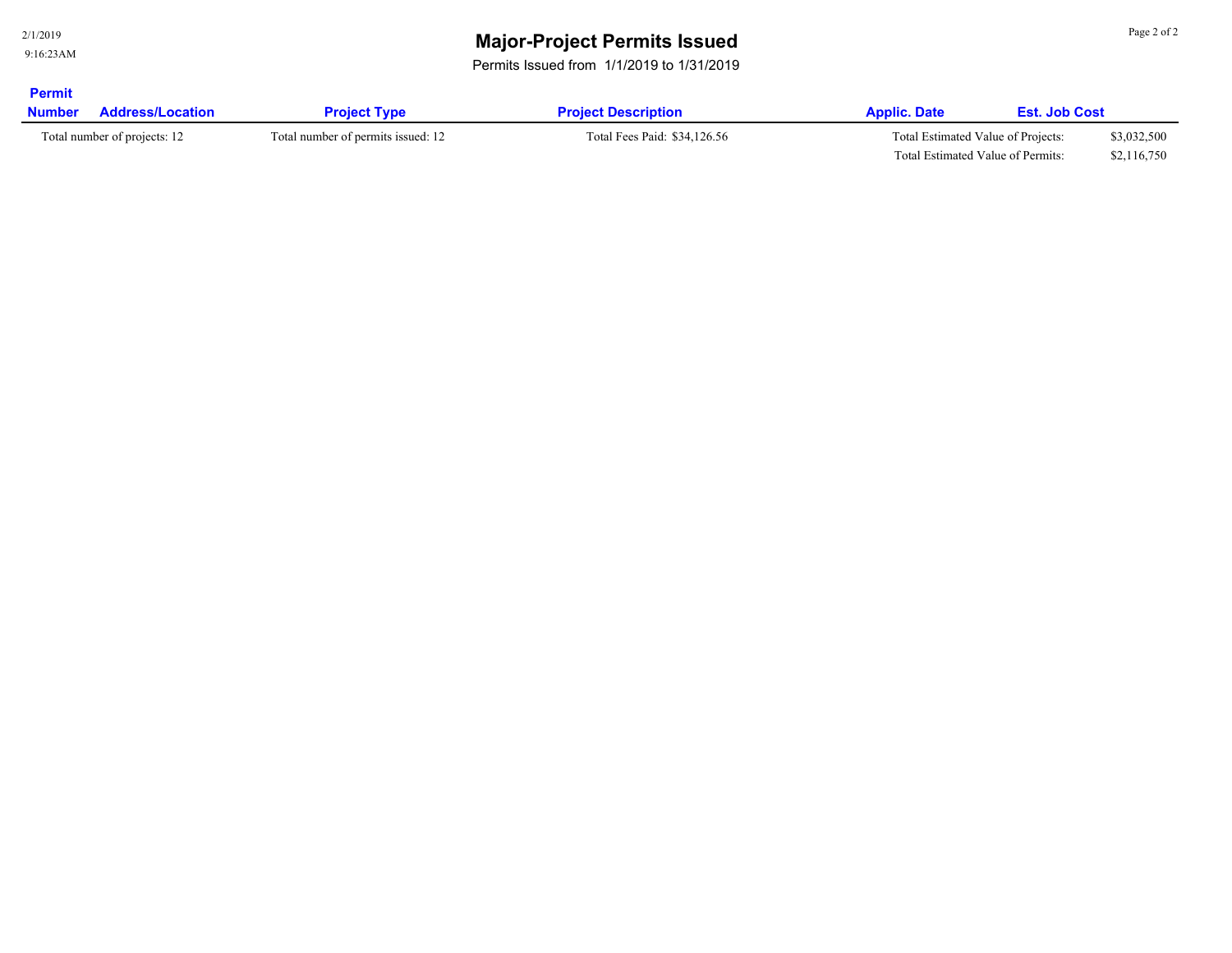# Major-Project Permits Issued

Permits Issued from 1/1/2019 to 1/31/2019

| Permit Number | Address/Location | Project Type | Project Description | Applic. Date | Est. Job Cost |
|---|---|---|---|---|---|

Total number of projects: 12

Total number of permits issued: 12

Total Fees Paid: $34,126.56

Total Estimated Value of Projects: $3,032,500

Total Estimated Value of Permits: $2,116,750